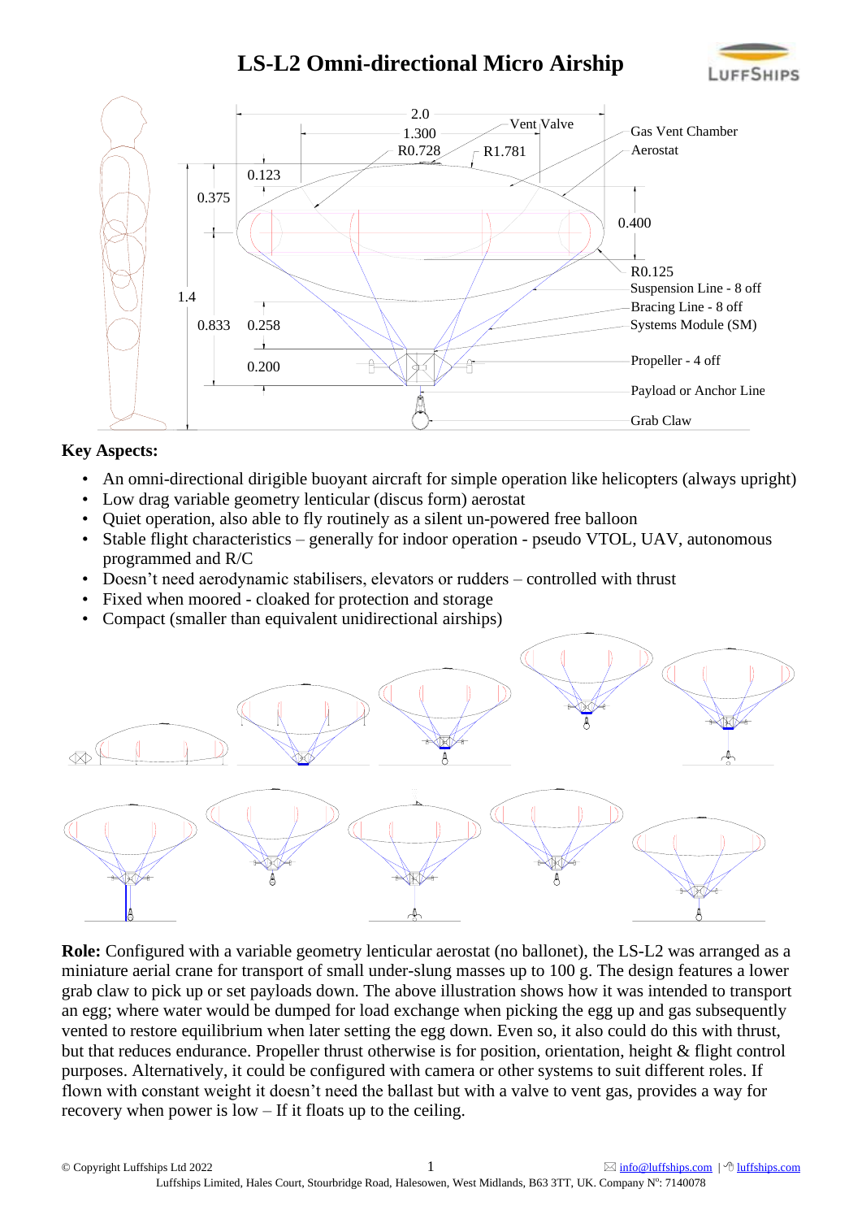# LS-L2 Omni-directional Micro Airship

LUFFSHIPS

2.0
1.300
R0.728
Vent Valve
R1.781
Gas Vent Chamber
Aerostat
0.123
0.375
0.400
R0.125
Suspension Line - 8 off
Bracing Line - 8 off
Systems Module (SM)
1.4
0.833
0.258
0.200
Propeller - 4 off
Payload or Anchor Line
Grab Claw

**Key Aspects:**

- An omni-directional dirigible buoyant aircraft for simple operation like helicopters (always upright)
- Low drag variable geometry lenticular (discus form) aerostat
- Quiet operation, also able to fly routinely as a silent un-powered free balloon
- Stable flight characteristics – generally for indoor operation - pseudo VTOL, UAV, autonomous programmed and R/C
- Doesn't need aerodynamic stabilisers, elevators or rudders – controlled with thrust
- Fixed when moored - cloaked for protection and storage
- Compact (smaller than equivalent unidirectional airships)

**Role:** Configured with a variable geometry lenticular aerostat (no ballonet), the LS-L2 was arranged as a miniature aerial crane for transport of small under-slung masses up to 100 g. The design features a lower grab claw to pick up or set payloads down. The above illustration shows how it was intended to transport an egg; where water would be dumped for load exchange when picking the egg up and gas subsequently vented to restore equilibrium when later setting the egg down. Even so, it also could do this with thrust, but that reduces endurance. Propeller thrust otherwise is for position, orientation, height & flight control purposes. Alternatively, it could be configured with camera or other systems to suit different roles. If flown with constant weight it doesn't need the ballast but with a valve to vent gas, provides a way for recovery when power is low – If it floats up to the ceiling.

© Copyright Luffships Ltd 2022 | info@luffships.com | luffships.com
Luffships Limited, Hales Court, Stourbridge Road, Halesowen, West Midlands, B63 3TT, UK. Company Nº: 7140078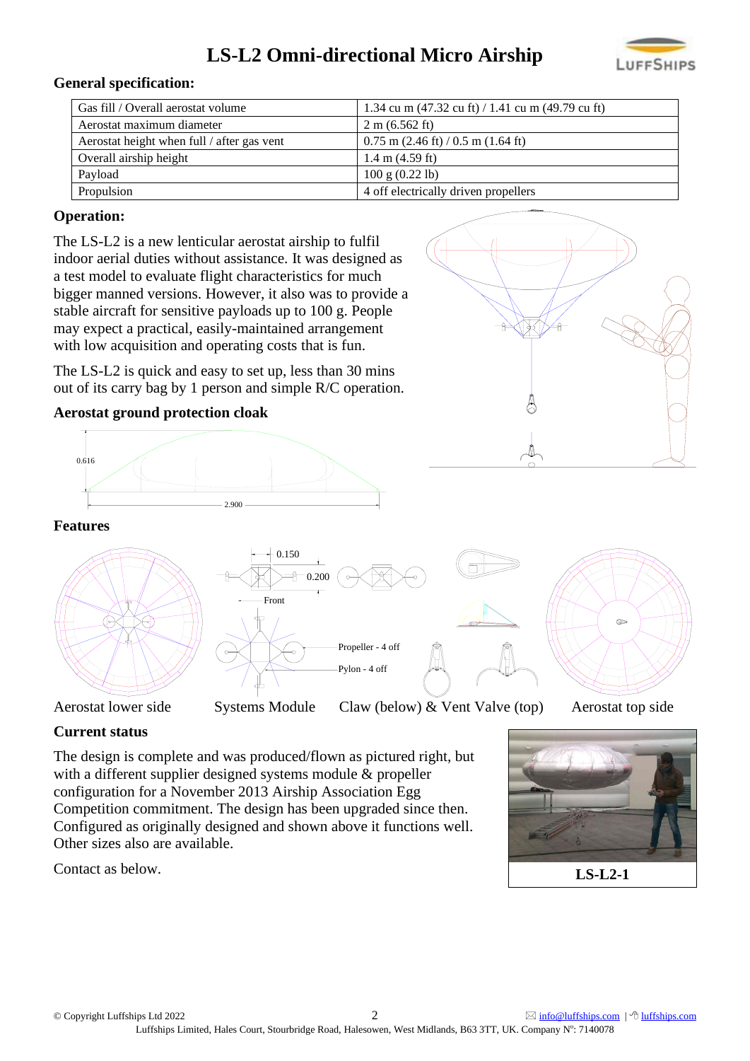# LS-L2 Omni-directional Micro Airship

LUFFSHIPS

## General specification:

| | |
|---|---|
| Gas fill / Overall aerostat volume | 1.34 cu m (47.32 cu ft) / 1.41 cu m (49.79 cu ft) |
| Aerostat maximum diameter | 2 m (6.562 ft) |
| Aerostat height when full / after gas vent | 0.75 m (2.46 ft) / 0.5 m (1.64 ft) |
| Overall airship height | 1.4 m (4.59 ft) |
| Payload | 100 g (0.22 lb) |
| Propulsion | 4 off electrically driven propellers |

## Operation:

The LS-L2 is a new lenticular aerostat airship to fulfil indoor aerial duties without assistance. It was designed as a test model to evaluate flight characteristics for much bigger manned versions. However, it also was to provide a stable aircraft for sensitive payloads up to 100 g. People may expect a practical, easily-maintained arrangement with low acquisition and operating costs that is fun.

The LS-L2 is quick and easy to set up, less than 30 mins out of its carry bag by 1 person and simple R/C operation.

## Aerostat ground protection cloak

0.616

2.900

## Features

0.150

0.200

Front

Propeller - 4 off

Pylon - 4 off

Aerostat lower side

Systems Module

Claw (below) & Vent Valve (top)

Aerostat top side

## Current status

The design is complete and was produced/flown as pictured right, but with a different supplier designed systems module & propeller configuration for a November 2013 Airship Association Egg Competition commitment. The design has been upgraded since then. Configured as originally designed and shown above it functions well. Other sizes also are available.

Contact as below.

**LS-L2-1**

© Copyright Luffships Ltd 2022 | info@luffships.com | luffships.com

Luffships Limited, Hales Court, Stourbridge Road, Halesowen, West Midlands, B63 3TT, UK. Company N°: 7140078